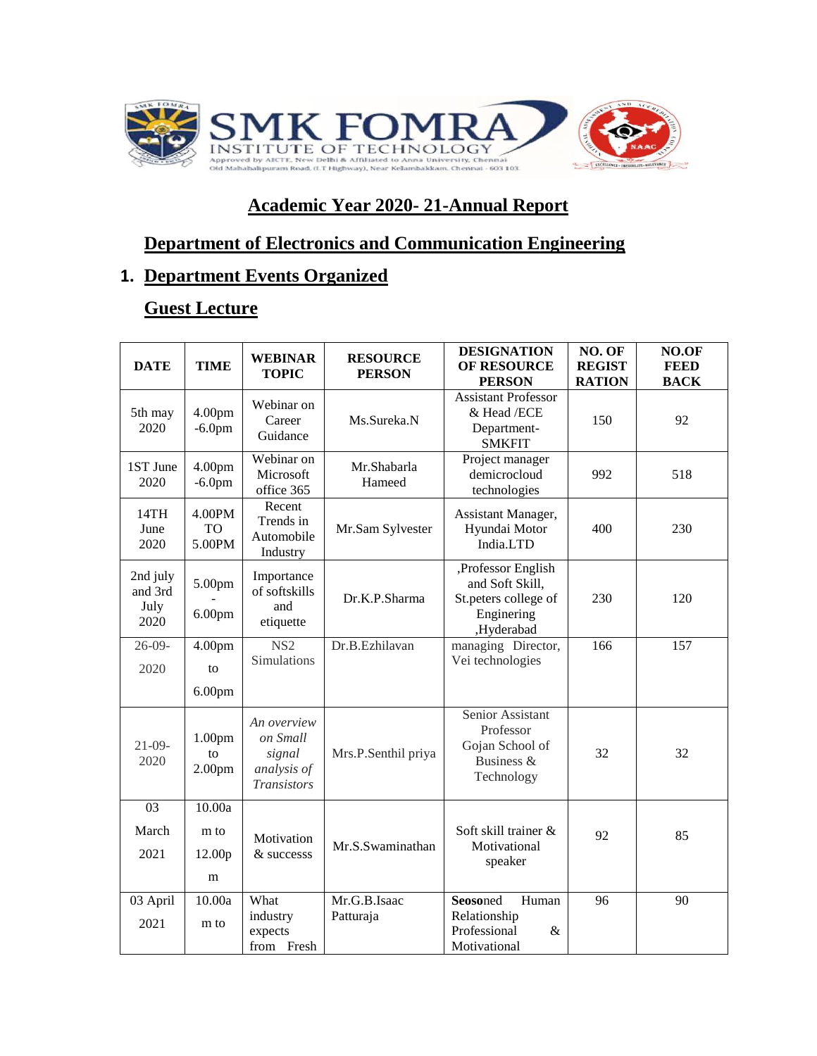SMK FOMRA INSTITUTE OF TECHNOLOGY

Approved by AICTE, New Delhi & Affiliated to Anna University, Chennai
Old Mahabalipuram Road, (I.T Highway), Near Kelambakkam, Chennai - 603 103

# Academic Year 2020- 21-Annual Report

## Department of Electronics and Communication Engineering

## 1. Department Events Organized

### Guest Lecture

| DATE | TIME | WEBINAR TOPIC | RESOURCE PERSON | DESIGNATION OF RESOURCE PERSON | NO. OF REGIST RATION | NO.OF FEED BACK |
|---|---|---|---|---|---|---|
| 5th may 2020 | 4.00pm -6.0pm | Webinar on Career Guidance | Ms.Sureka.N | Assistant Professor & Head /ECE Department- SMKFIT | 150 | 92 |
| 1ST June 2020 | 4.00pm -6.0pm | Webinar on Microsoft office 365 | Mr.Shabarla Hameed | Project manager demicrocloud technologies | 992 | 518 |
| 14TH June 2020 | 4.00PM TO 5.00PM | Recent Trends in Automobile Industry | Mr.Sam Sylvester | Assistant Manager, Hyundai Motor India.LTD | 400 | 230 |
| 2nd july and 3rd July 2020 | 5.00pm - 6.00pm | Importance of softskills and etiquette | Dr.K.P.Sharma | ,Professor English and Soft Skill, St.peters college of Enginering ,Hyderabad | 230 | 120 |
| 26-09-2020 | 4.00pm to 6.00pm | NS2 Simulations | Dr.B.Ezhilavan | managing Director, Vei technologies | 166 | 157 |
| 21-09-2020 | 1.00pm to 2.00pm | *An overview on Small signal analysis of Transistors* | Mrs.P.Senthil priya | Senior Assistant Professor Gojan School of Business & Technology | 32 | 32 |
| 03 March 2021 | 10.00am to 12.00pm | Motivation & successs | Mr.S.Swaminathan | Soft skill trainer & Motivational speaker | 92 | 85 |
| 03 April 2021 | 10.00am to | What industry expects from Fresh | Mr.G.B.Isaac Patturaja | **Seoso**ned Human Relationship Professional & Motivational | 96 | 90 |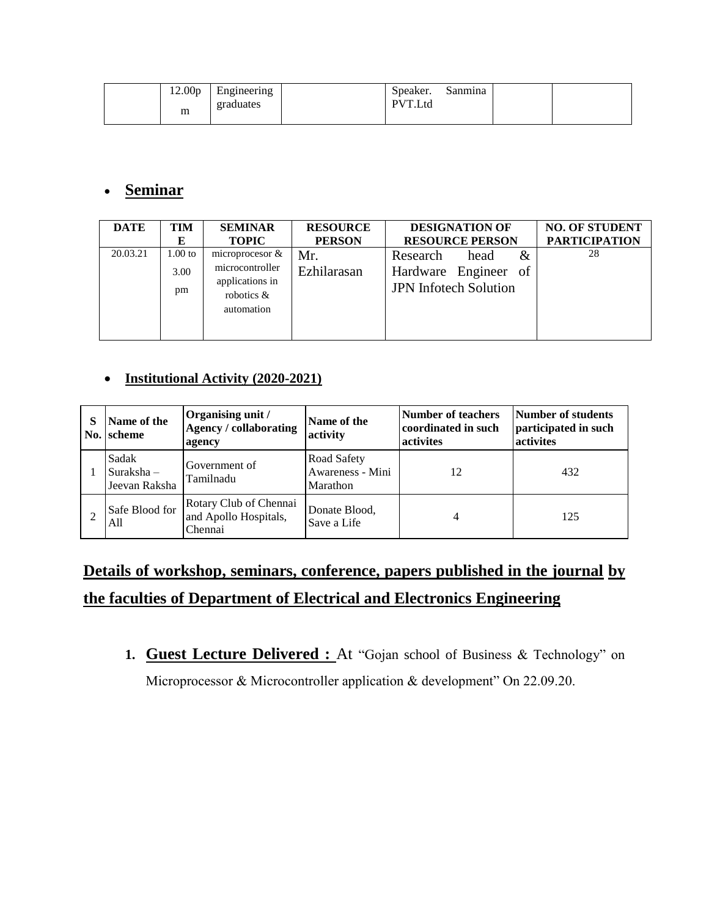|  | 12.00pm | Engineering graduates |  | Speaker. Sanmina PVT.Ltd |  |  |
|---|---|---|---|---|---|---|

- **Seminar**

| DATE | TIME | SEMINAR TOPIC | RESOURCE PERSON | DESIGNATION OF RESOURCE PERSON | NO. OF STUDENT PARTICIPATION |
|---|---|---|---|---|---|
| 20.03.21 | 1.00 to 3.00 pm | microprocesor & microcontroller applications in robotics & automation | Mr. Ezhilarasan | Research head & Hardware Engineer of JPN Infotech Solution | 28 |

- **Institutional Activity (2020-2021)**

| S No. | Name of the scheme | Organising unit / Agency / collaborating agency | Name of the activity | Number of teachers coordinated in such activites | Number of students participated in such activites |
|---|---|---|---|---|---|
| 1 | Sadak Suraksha – Jeevan Raksha | Government of Tamilnadu | Road Safety Awareness - Mini Marathon | 12 | 432 |
| 2 | Safe Blood for All | Rotary Club of Chennai and Apollo Hospitals, Chennai | Donate Blood, Save a Life | 4 | 125 |

## Details of workshop, seminars, conference, papers published in the journal by the faculties of Department of Electrical and Electronics Engineering

1. **Guest Lecture Delivered :** At "Gojan school of Business & Technology" on Microprocessor & Microcontroller application & development" On 22.09.20.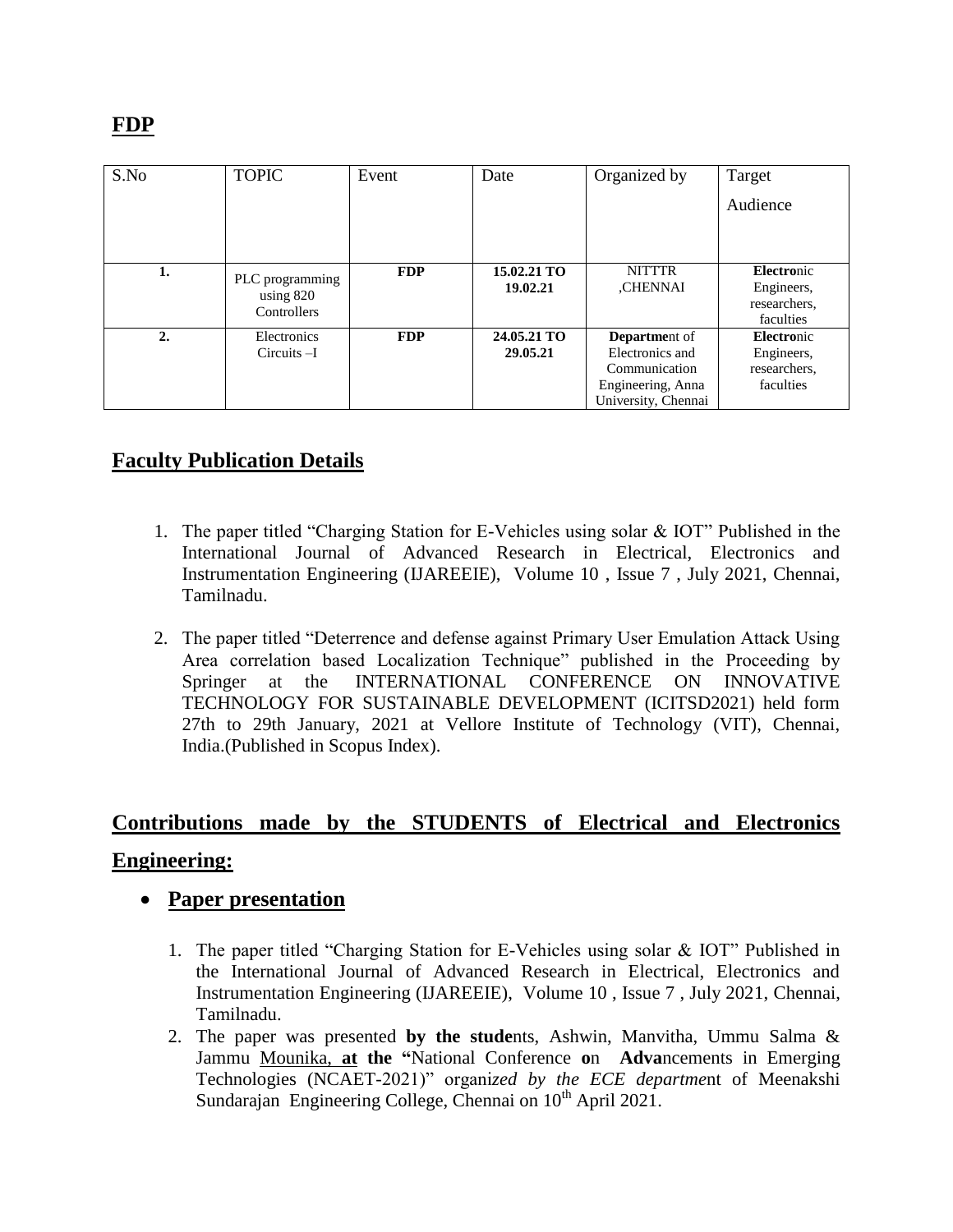## FDP

| S.No | TOPIC | Event | Date | Organized by | Target Audience |
|---|---|---|---|---|---|
| **1.** | PLC programming using 820 Controllers | **FDP** | **15.02.21 TO 19.02.21** | NITTTR ,CHENNAI | **Electro**nic Engineers, researchers, faculties |
| **2.** | Electronics Circuits –I | **FDP** | **24.05.21 TO 29.05.21** | **Departme**nt of Electronics and Communication Engineering, Anna University, Chennai | **Electro**nic Engineers, researchers, faculties |

## Faculty Publication Details

1. The paper titled "Charging Station for E-Vehicles using solar & IOT" Published in the International Journal of Advanced Research in Electrical, Electronics and Instrumentation Engineering (IJAREEIE), Volume 10 , Issue 7 , July 2021, Chennai, Tamilnadu.
2. The paper titled "Deterrence and defense against Primary User Emulation Attack Using Area correlation based Localization Technique" published in the Proceeding by Springer at the INTERNATIONAL CONFERENCE ON INNOVATIVE TECHNOLOGY FOR SUSTAINABLE DEVELOPMENT (ICITSD2021) held form 27th to 29th January, 2021 at Vellore Institute of Technology (VIT), Chennai, India.(Published in Scopus Index).

## Contributions made by the STUDENTS of Electrical and Electronics Engineering:

- **Paper presentation**

1. The paper titled "Charging Station for E-Vehicles using solar & IOT" Published in the International Journal of Advanced Research in Electrical, Electronics and Instrumentation Engineering (IJAREEIE), Volume 10 , Issue 7 , July 2021, Chennai, Tamilnadu.
2. The paper was presented **by the stude**nts, Ashwin, Manvitha, Ummu Salma & Jammu Mounika, **at the "**National Conference **o**n **Adva**ncements in Emerging Technologies (NCAET-2021)" organi*zed by the ECE departme*nt of Meenakshi Sundarajan Engineering College, Chennai on 10th April 2021.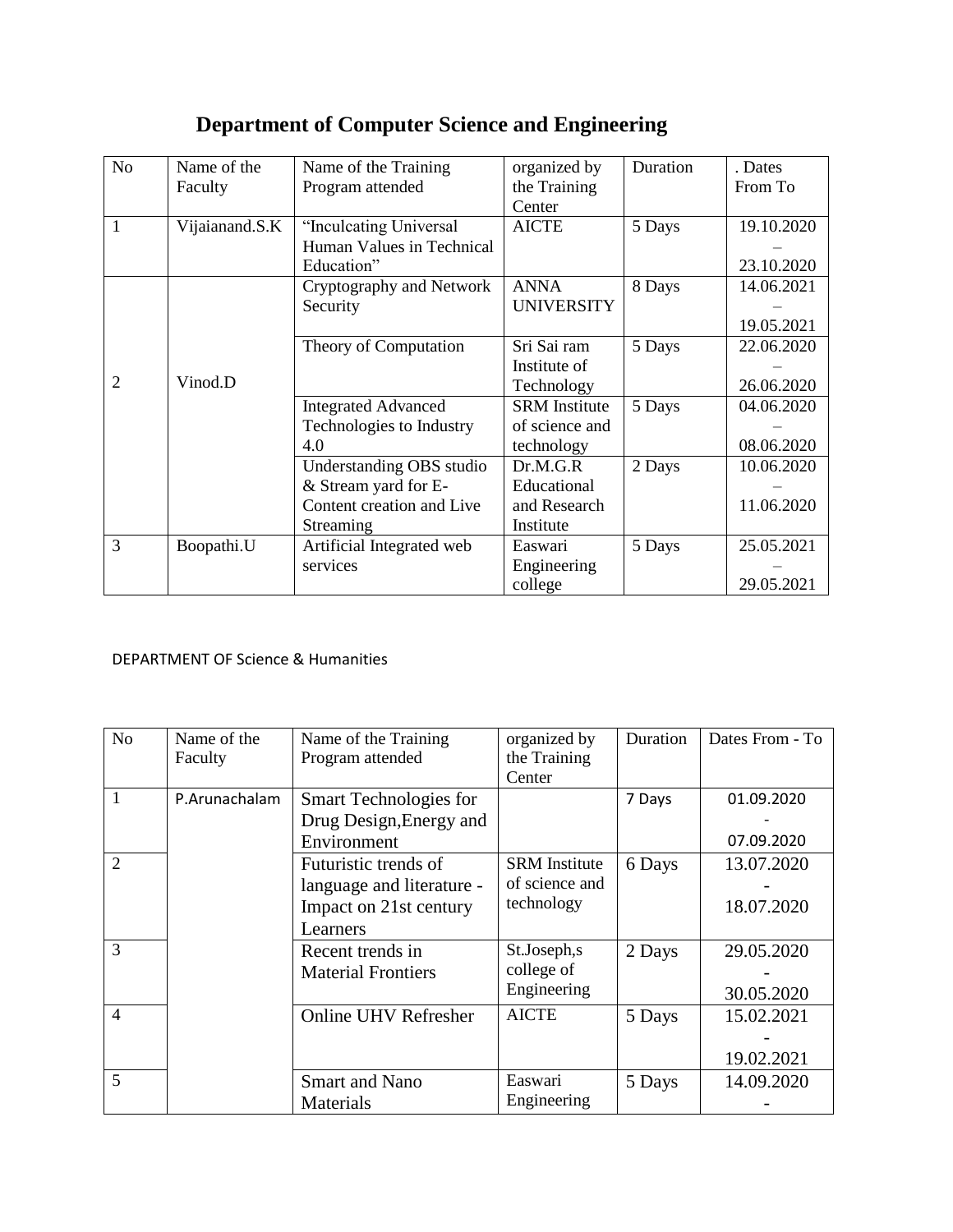# Department of Computer Science and Engineering

| No | Name of the Faculty | Name of the Training Program attended | organized by the Training Center | Duration | . Dates From To |
|---|---|---|---|---|---|
| 1 | Vijaianand.S.K | "Inculcating Universal Human Values in Technical Education" | AICTE | 5 Days | 19.10.2020 – 23.10.2020 |
| 2 | Vinod.D | Cryptography and Network Security | ANNA UNIVERSITY | 8 Days | 14.06.2021 – 19.05.2021 |
| | | Theory of Computation | Sri Sai ram Institute of Technology | 5 Days | 22.06.2020 – 26.06.2020 |
| | | Integrated Advanced Technologies to Industry 4.0 | SRM Institute of science and technology | 5 Days | 04.06.2020 – 08.06.2020 |
| | | Understanding OBS studio & Stream yard for E-Content creation and Live Streaming | Dr.M.G.R Educational and Research Institute | 2 Days | 10.06.2020 – 11.06.2020 |
| 3 | Boopathi.U | Artificial Integrated web services | Easwari Engineering college | 5 Days | 25.05.2021 – 29.05.2021 |

DEPARTMENT OF Science & Humanities

| No | Name of the Faculty | Name of the Training Program attended | organized by the Training Center | Duration | Dates From - To |
|---|---|---|---|---|---|
| 1 | P.Arunachalam | Smart Technologies for Drug Design,Energy and Environment | | 7 Days | 01.09.2020 - 07.09.2020 |
| 2 | | Futuristic trends of language and literature - Impact on 21st century Learners | SRM Institute of science and technology | 6 Days | 13.07.2020 - 18.07.2020 |
| 3 | | Recent trends in Material Frontiers | St.Joseph,s college of Engineering | 2 Days | 29.05.2020 - 30.05.2020 |
| 4 | | Online UHV Refresher | AICTE | 5 Days | 15.02.2021 - 19.02.2021 |
| 5 | | Smart and Nano Materials | Easwari Engineering | 5 Days | 14.09.2020 - |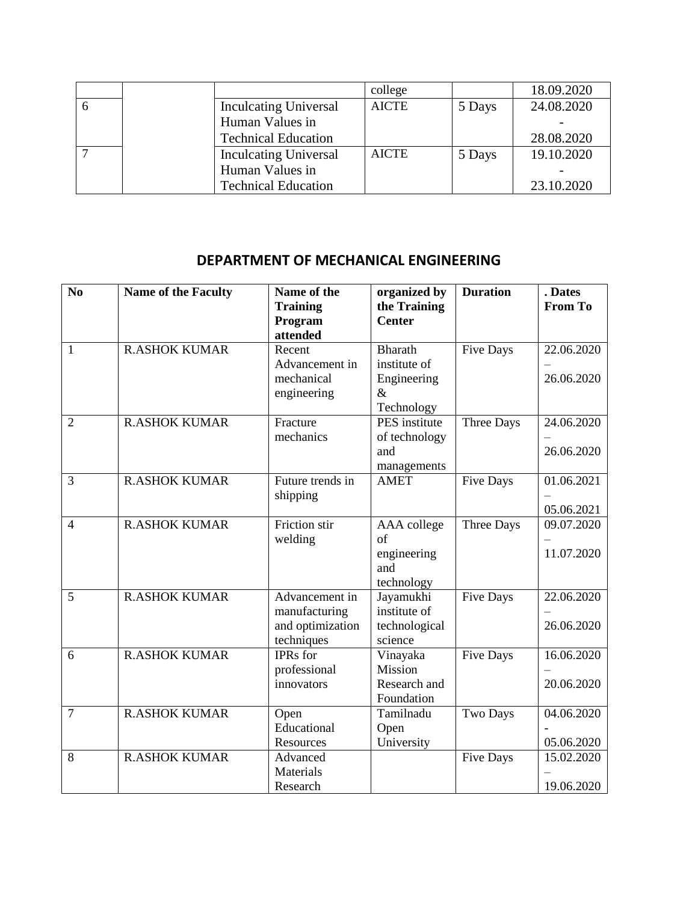| | | | college | | 18.09.2020 |
|---|---|---|---|---|---|
| 6 | | Inculcating Universal Human Values in Technical Education | AICTE | 5 Days | 24.08.2020 - 28.08.2020 |
| 7 | | Inculcating Universal Human Values in Technical Education | AICTE | 5 Days | 19.10.2020 - 23.10.2020 |

## DEPARTMENT OF MECHANICAL ENGINEERING

| No | Name of the Faculty | Name of the Training Program attended | organized by the Training Center | Duration | . Dates From To |
|---|---|---|---|---|---|
| 1 | R.ASHOK KUMAR | Recent Advancement in mechanical engineering | Bharath institute of Engineering & Technology | Five Days | 22.06.2020 – 26.06.2020 |
| 2 | R.ASHOK KUMAR | Fracture mechanics | PES institute of technology and managements | Three Days | 24.06.2020 – 26.06.2020 |
| 3 | R.ASHOK KUMAR | Future trends in shipping | AMET | Five Days | 01.06.2021 – 05.06.2021 |
| 4 | R.ASHOK KUMAR | Friction stir welding | AAA college of engineering and technology | Three Days | 09.07.2020 – 11.07.2020 |
| 5 | R.ASHOK KUMAR | Advancement in manufacturing and optimization techniques | Jayamukhi institute of technological science | Five Days | 22.06.2020 – 26.06.2020 |
| 6 | R.ASHOK KUMAR | IPRs for professional innovators | Vinayaka Mission Research and Foundation | Five Days | 16.06.2020 – 20.06.2020 |
| 7 | R.ASHOK KUMAR | Open Educational Resources | Tamilnadu Open University | Two Days | 04.06.2020 - 05.06.2020 |
| 8 | R.ASHOK KUMAR | Advanced Materials Research | | Five Days | 15.02.2020 – 19.06.2020 |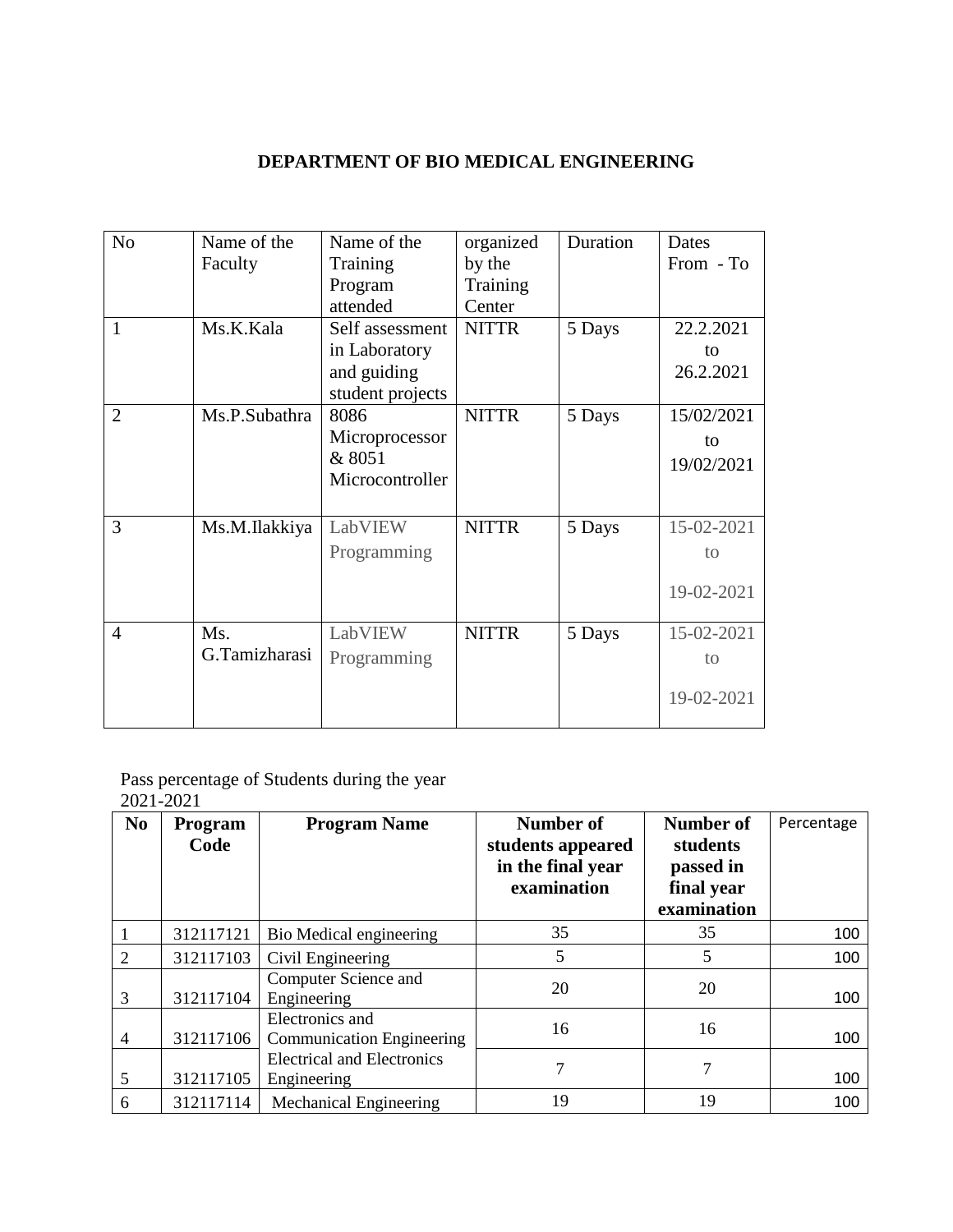## DEPARTMENT OF BIO MEDICAL ENGINEERING

| No | Name of the Faculty | Name of the Training Program attended | organized by the Training Center | Duration | Dates From - To |
|---|---|---|---|---|---|
| 1 | Ms.K.Kala | Self assessment in Laboratory and guiding student projects | NITTR | 5 Days | 22.2.2021 to 26.2.2021 |
| 2 | Ms.P.Subathra | 8086 Microprocessor & 8051 Microcontroller | NITTR | 5 Days | 15/02/2021 to 19/02/2021 |
| 3 | Ms.M.Ilakkiya | LabVIEW Programming | NITTR | 5 Days | 15-02-2021 to 19-02-2021 |
| 4 | Ms. G.Tamizharasi | LabVIEW Programming | NITTR | 5 Days | 15-02-2021 to 19-02-2021 |

Pass percentage of Students during the year 2021-2021

| No | Program Code | Program Name | Number of students appeared in the final year examination | Number of students passed in final year examination | Percentage |
|---|---|---|---|---|---|
| 1 | 312117121 | Bio Medical engineering | 35 | 35 | 100 |
| 2 | 312117103 | Civil Engineering | 5 | 5 | 100 |
| 3 | 312117104 | Computer Science and Engineering | 20 | 20 | 100 |
| 4 | 312117106 | Electronics and Communication Engineering | 16 | 16 | 100 |
| 5 | 312117105 | Electrical and Electronics Engineering | 7 | 7 | 100 |
| 6 | 312117114 | Mechanical Engineering | 19 | 19 | 100 |